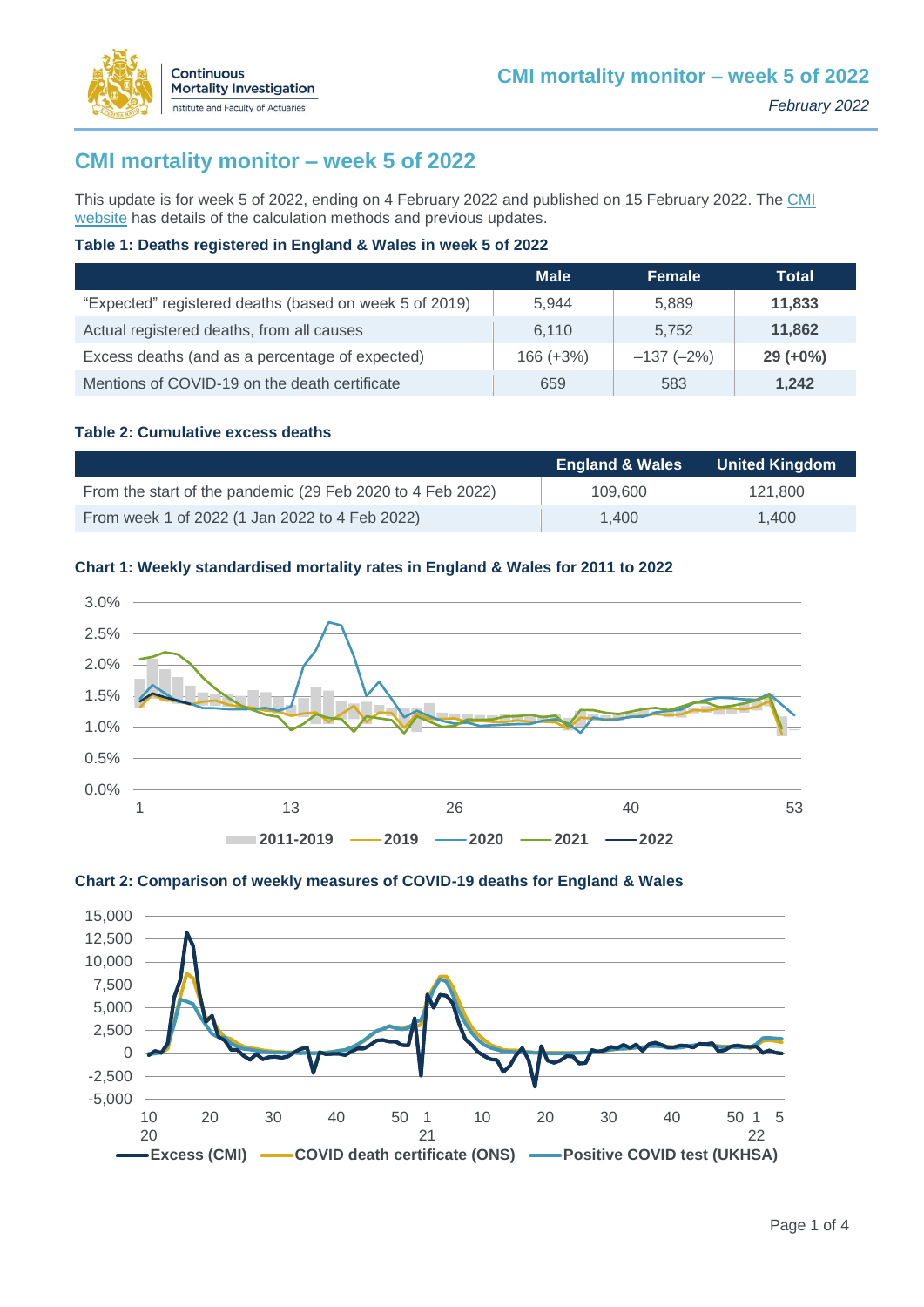# CMI mortality monitor – week 5 of 2022

This update is for week 5 of 2022, ending on 4 February 2022 and published on 15 February 2022. The CMI website has details of the calculation methods and previous updates.

**Table 1: Deaths registered in England & Wales in week 5 of 2022**

| | Male | Female | Total |
|---|---|---|---|
| "Expected" registered deaths (based on week 5 of 2019) | 5,944 | 5,889 | **11,833** |
| Actual registered deaths, from all causes | 6,110 | 5,752 | **11,862** |
| Excess deaths (and as a percentage of expected) | 166 (+3%) | −137 (−2%) | **29 (+0%)** |
| Mentions of COVID-19 on the death certificate | 659 | 583 | **1,242** |

**Table 2: Cumulative excess deaths**

| | England & Wales | United Kingdom |
|---|---|---|
| From the start of the pandemic (29 Feb 2020 to 4 Feb 2022) | 109,600 | 121,800 |
| From week 1 of 2022 (1 Jan 2022 to 4 Feb 2022) | 1,400 | 1,400 |

**Chart 1: Weekly standardised mortality rates in England & Wales for 2011 to 2022**

**Chart 2: Comparison of weekly measures of COVID-19 deaths for England & Wales**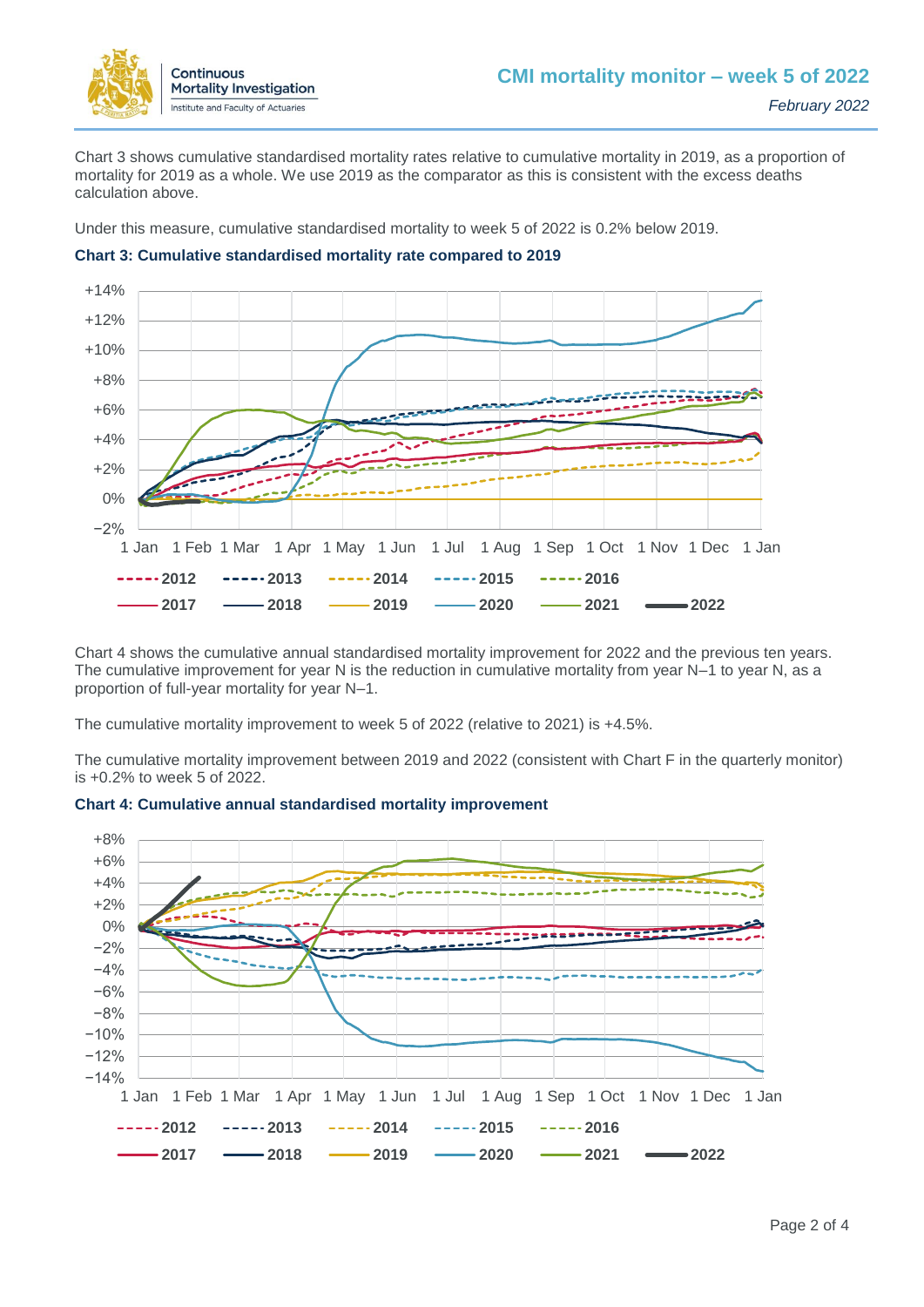Chart 3 shows cumulative standardised mortality rates relative to cumulative mortality in 2019, as a proportion of mortality for 2019 as a whole. We use 2019 as the comparator as this is consistent with the excess deaths calculation above.

Under this measure, cumulative standardised mortality to week 5 of 2022 is 0.2% below 2019.

**Chart 3: Cumulative standardised mortality rate compared to 2019**

Chart 4 shows the cumulative annual standardised mortality improvement for 2022 and the previous ten years. The cumulative improvement for year N is the reduction in cumulative mortality from year N–1 to year N, as a proportion of full-year mortality for year N–1.

The cumulative mortality improvement to week 5 of 2022 (relative to 2021) is +4.5%.

The cumulative mortality improvement between 2019 and 2022 (consistent with Chart F in the quarterly monitor) is +0.2% to week 5 of 2022.

**Chart 4: Cumulative annual standardised mortality improvement**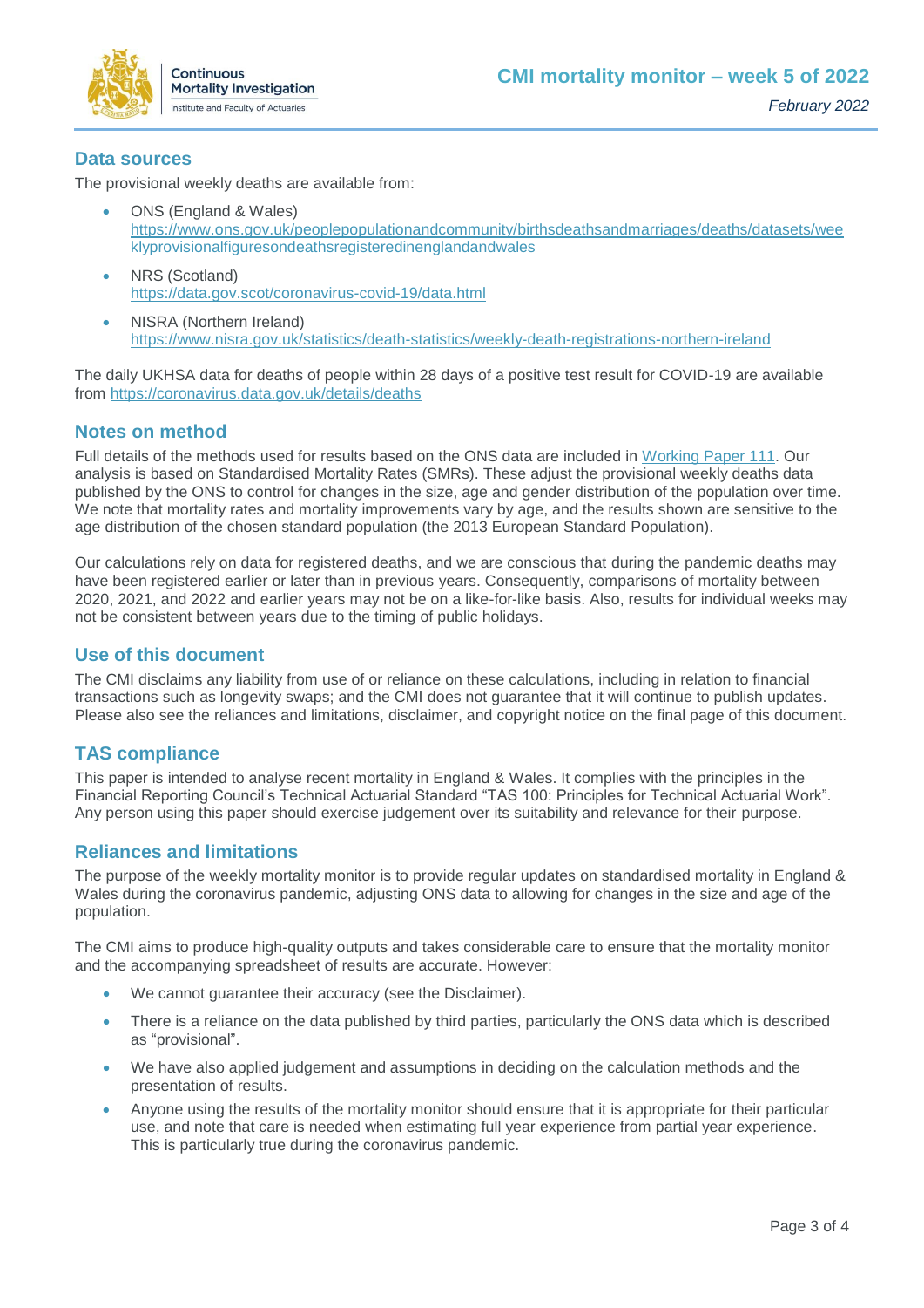## Data sources

The provisional weekly deaths are available from:

- ONS (England & Wales)
  https://www.ons.gov.uk/peoplepopulationandcommunity/birthsdeathsandmarriages/deaths/datasets/weeklyprovisionalfiguresondeathsregisteredinenglandandwales
- NRS (Scotland)
  https://data.gov.scot/coronavirus-covid-19/data.html
- NISRA (Northern Ireland)
  https://www.nisra.gov.uk/statistics/death-statistics/weekly-death-registrations-northern-ireland

The daily UKHSA data for deaths of people within 28 days of a positive test result for COVID-19 are available from https://coronavirus.data.gov.uk/details/deaths

## Notes on method

Full details of the methods used for results based on the ONS data are included in Working Paper 111. Our analysis is based on Standardised Mortality Rates (SMRs). These adjust the provisional weekly deaths data published by the ONS to control for changes in the size, age and gender distribution of the population over time. We note that mortality rates and mortality improvements vary by age, and the results shown are sensitive to the age distribution of the chosen standard population (the 2013 European Standard Population).

Our calculations rely on data for registered deaths, and we are conscious that during the pandemic deaths may have been registered earlier or later than in previous years. Consequently, comparisons of mortality between 2020, 2021, and 2022 and earlier years may not be on a like-for-like basis. Also, results for individual weeks may not be consistent between years due to the timing of public holidays.

## Use of this document

The CMI disclaims any liability from use of or reliance on these calculations, including in relation to financial transactions such as longevity swaps; and the CMI does not guarantee that it will continue to publish updates. Please also see the reliances and limitations, disclaimer, and copyright notice on the final page of this document.

## TAS compliance

This paper is intended to analyse recent mortality in England & Wales. It complies with the principles in the Financial Reporting Council's Technical Actuarial Standard "TAS 100: Principles for Technical Actuarial Work". Any person using this paper should exercise judgement over its suitability and relevance for their purpose.

## Reliances and limitations

The purpose of the weekly mortality monitor is to provide regular updates on standardised mortality in England & Wales during the coronavirus pandemic, adjusting ONS data to allowing for changes in the size and age of the population.

The CMI aims to produce high-quality outputs and takes considerable care to ensure that the mortality monitor and the accompanying spreadsheet of results are accurate. However:

- We cannot guarantee their accuracy (see the Disclaimer).
- There is a reliance on the data published by third parties, particularly the ONS data which is described as "provisional".
- We have also applied judgement and assumptions in deciding on the calculation methods and the presentation of results.
- Anyone using the results of the mortality monitor should ensure that it is appropriate for their particular use, and note that care is needed when estimating full year experience from partial year experience. This is particularly true during the coronavirus pandemic.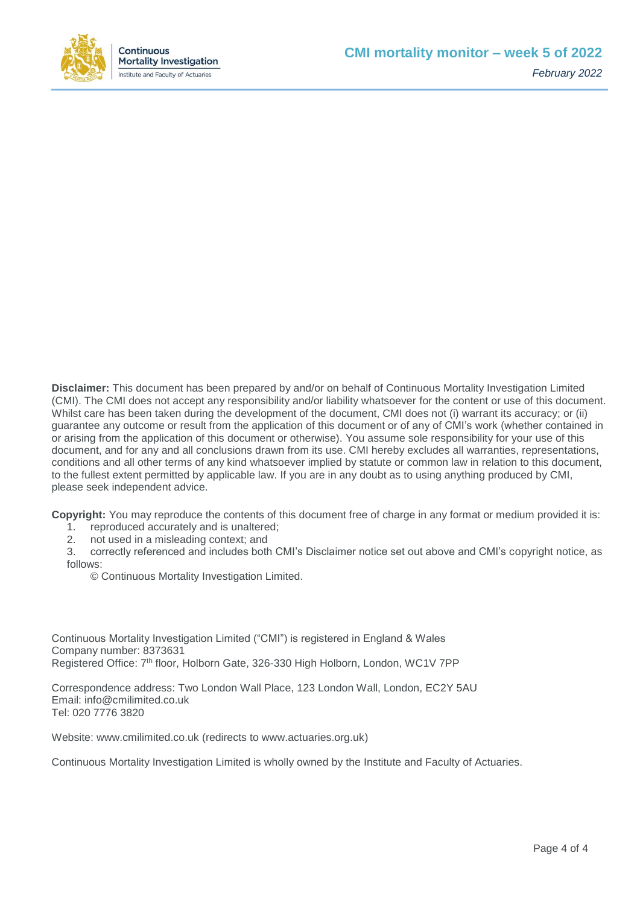**Disclaimer:** This document has been prepared by and/or on behalf of Continuous Mortality Investigation Limited (CMI). The CMI does not accept any responsibility and/or liability whatsoever for the content or use of this document. Whilst care has been taken during the development of the document, CMI does not (i) warrant its accuracy; or (ii) guarantee any outcome or result from the application of this document or of any of CMI's work (whether contained in or arising from the application of this document or otherwise). You assume sole responsibility for your use of this document, and for any and all conclusions drawn from its use. CMI hereby excludes all warranties, representations, conditions and all other terms of any kind whatsoever implied by statute or common law in relation to this document, to the fullest extent permitted by applicable law. If you are in any doubt as to using anything produced by CMI, please seek independent advice.

**Copyright:** You may reproduce the contents of this document free of charge in any format or medium provided it is:

1. reproduced accurately and is unaltered;
2. not used in a misleading context; and
3. correctly referenced and includes both CMI's Disclaimer notice set out above and CMI's copyright notice, as follows:

   © Continuous Mortality Investigation Limited.

Continuous Mortality Investigation Limited ("CMI") is registered in England & Wales
Company number: 8373631
Registered Office: 7th floor, Holborn Gate, 326-330 High Holborn, London, WC1V 7PP

Correspondence address: Two London Wall Place, 123 London Wall, London, EC2Y 5AU
Email: info@cmilimited.co.uk
Tel: 020 7776 3820

Website: www.cmilimited.co.uk (redirects to www.actuaries.org.uk)

Continuous Mortality Investigation Limited is wholly owned by the Institute and Faculty of Actuaries.